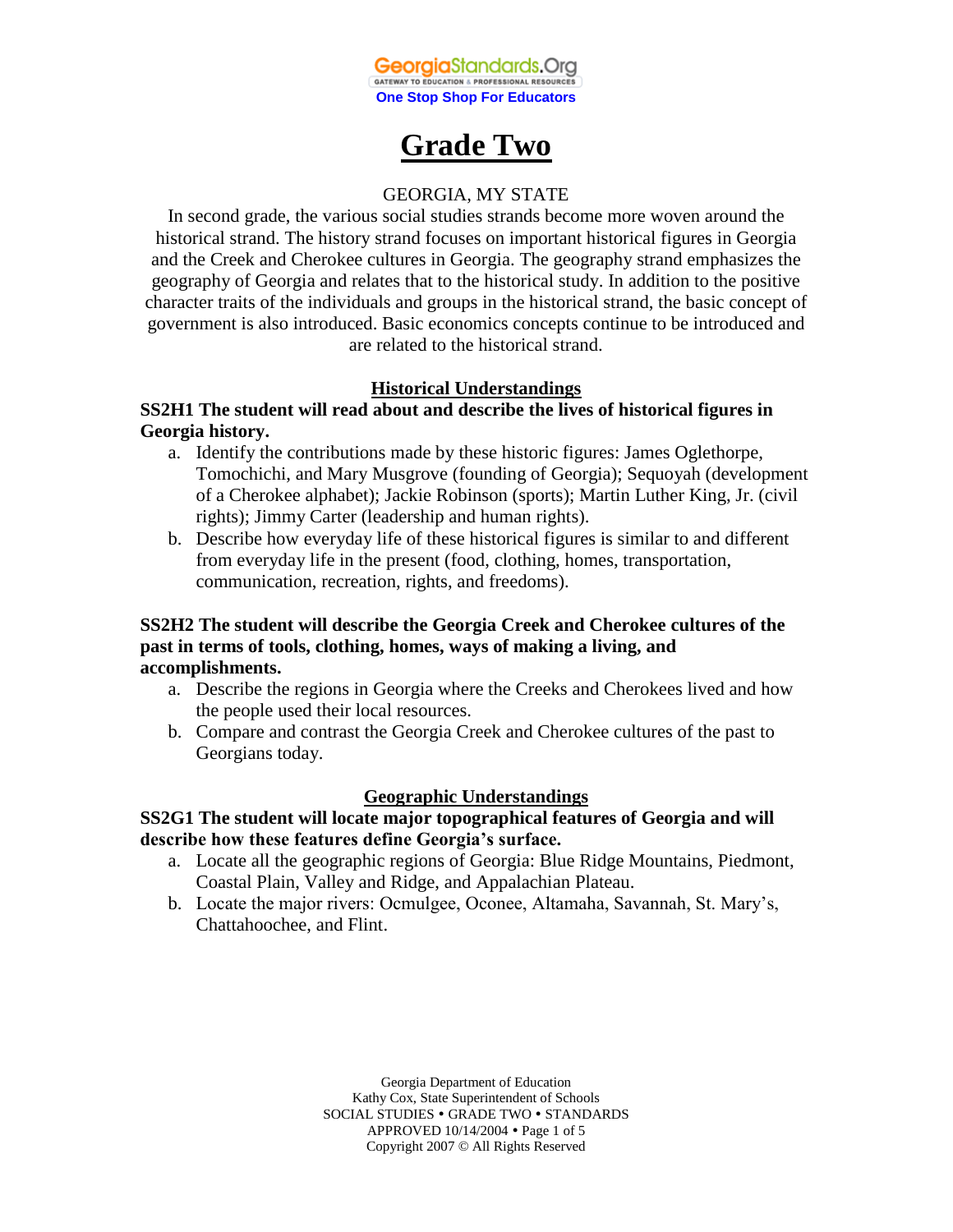# Grade Two

GEORGIA, MY STATE

In second grade, the various social studies strands become more woven around the historical strand. The history strand focuses on important historical figures in Georgia and the Creek and Cherokee cultures in Georgia. The geography strand emphasizes the geography of Georgia and relates that to the historical study. In addition to the positive character traits of the individuals and groups in the historical strand, the basic concept of government is also introduced. Basic economics concepts continue to be introduced and are related to the historical strand.

## Historical Understandings

**SS2H1 The student will read about and describe the lives of historical figures in Georgia history.**

a. Identify the contributions made by these historic figures: James Oglethorpe, Tomochichi, and Mary Musgrove (founding of Georgia); Sequoyah (development of a Cherokee alphabet); Jackie Robinson (sports); Martin Luther King, Jr. (civil rights); Jimmy Carter (leadership and human rights).

b. Describe how everyday life of these historical figures is similar to and different from everyday life in the present (food, clothing, homes, transportation, communication, recreation, rights, and freedoms).

**SS2H2 The student will describe the Georgia Creek and Cherokee cultures of the past in terms of tools, clothing, homes, ways of making a living, and accomplishments.**

a. Describe the regions in Georgia where the Creeks and Cherokees lived and how the people used their local resources.

b. Compare and contrast the Georgia Creek and Cherokee cultures of the past to Georgians today.

## Geographic Understandings

**SS2G1 The student will locate major topographical features of Georgia and will describe how these features define Georgia's surface.**

a. Locate all the geographic regions of Georgia: Blue Ridge Mountains, Piedmont, Coastal Plain, Valley and Ridge, and Appalachian Plateau.

b. Locate the major rivers: Ocmulgee, Oconee, Altamaha, Savannah, St. Mary's, Chattahoochee, and Flint.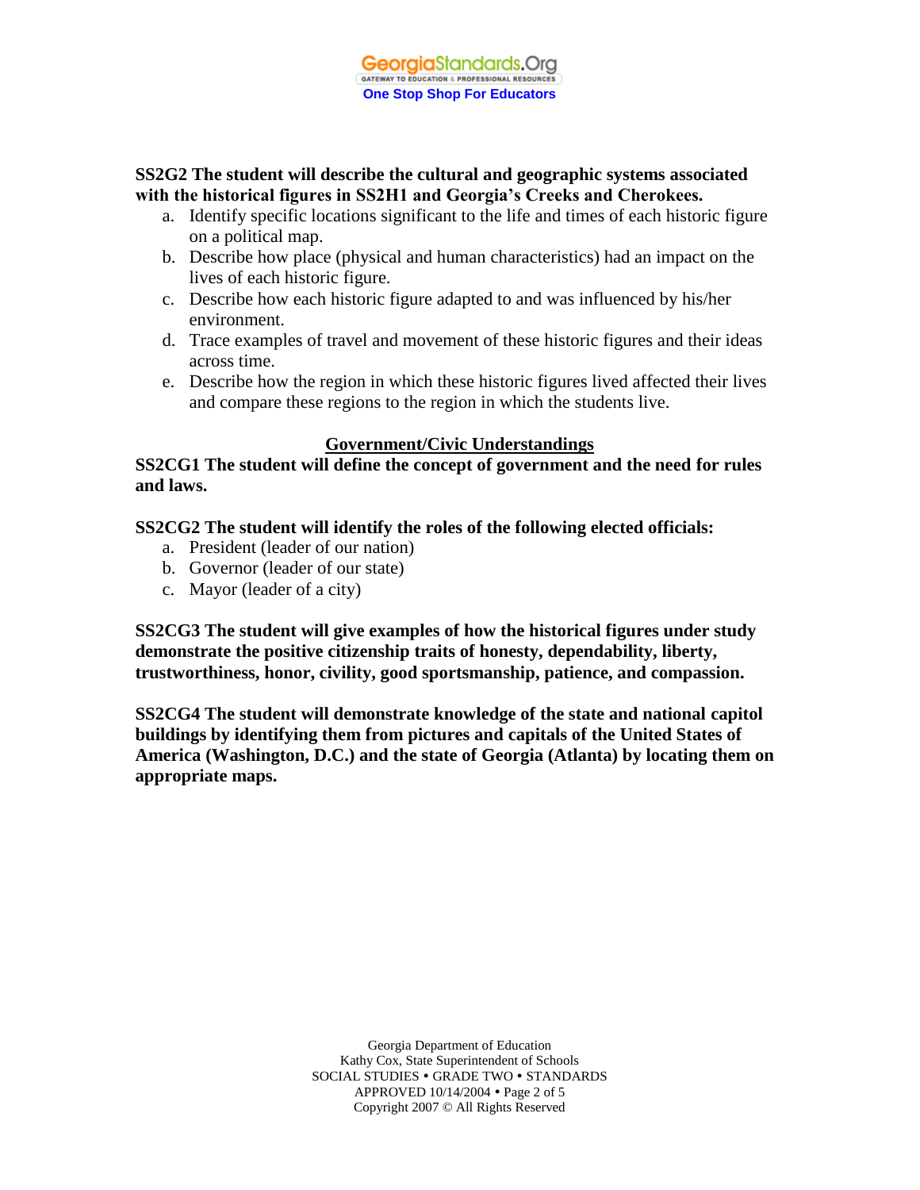**SS2G2 The student will describe the cultural and geographic systems associated with the historical figures in SS2H1 and Georgia's Creeks and Cherokees.**

a. Identify specific locations significant to the life and times of each historic figure on a political map.
b. Describe how place (physical and human characteristics) had an impact on the lives of each historic figure.
c. Describe how each historic figure adapted to and was influenced by his/her environment.
d. Trace examples of travel and movement of these historic figures and their ideas across time.
e. Describe how the region in which these historic figures lived affected their lives and compare these regions to the region in which the students live.

## Government/Civic Understandings

**SS2CG1 The student will define the concept of government and the need for rules and laws.**

**SS2CG2 The student will identify the roles of the following elected officials:**

a. President (leader of our nation)
b. Governor (leader of our state)
c. Mayor (leader of a city)

**SS2CG3 The student will give examples of how the historical figures under study demonstrate the positive citizenship traits of honesty, dependability, liberty, trustworthiness, honor, civility, good sportsmanship, patience, and compassion.**

**SS2CG4 The student will demonstrate knowledge of the state and national capitol buildings by identifying them from pictures and capitals of the United States of America (Washington, D.C.) and the state of Georgia (Atlanta) by locating them on appropriate maps.**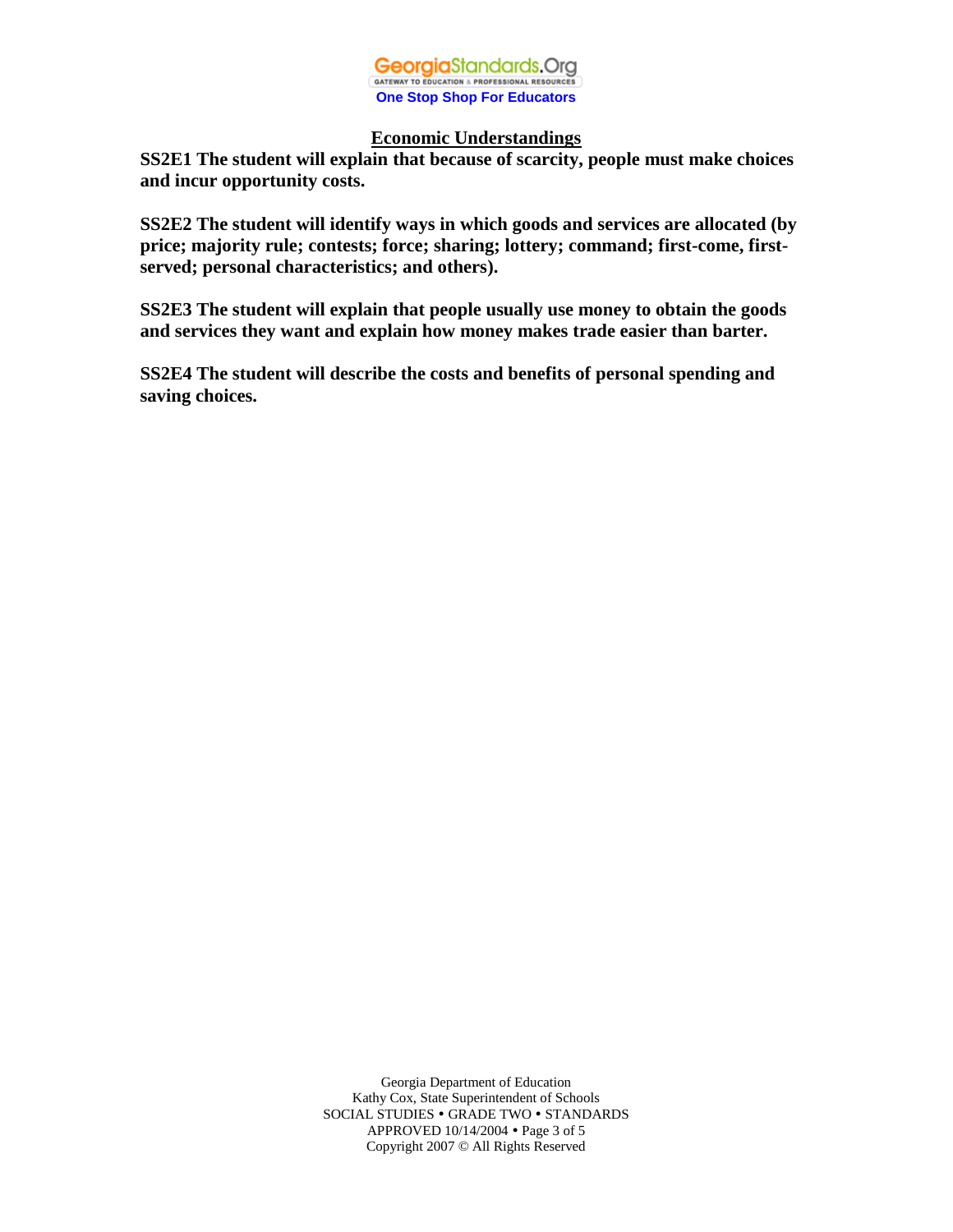## Economic Understandings

**SS2E1 The student will explain that because of scarcity, people must make choices and incur opportunity costs.**

**SS2E2 The student will identify ways in which goods and services are allocated (by price; majority rule; contests; force; sharing; lottery; command; first-come, first-served; personal characteristics; and others).**

**SS2E3 The student will explain that people usually use money to obtain the goods and services they want and explain how money makes trade easier than barter.**

**SS2E4 The student will describe the costs and benefits of personal spending and saving choices.**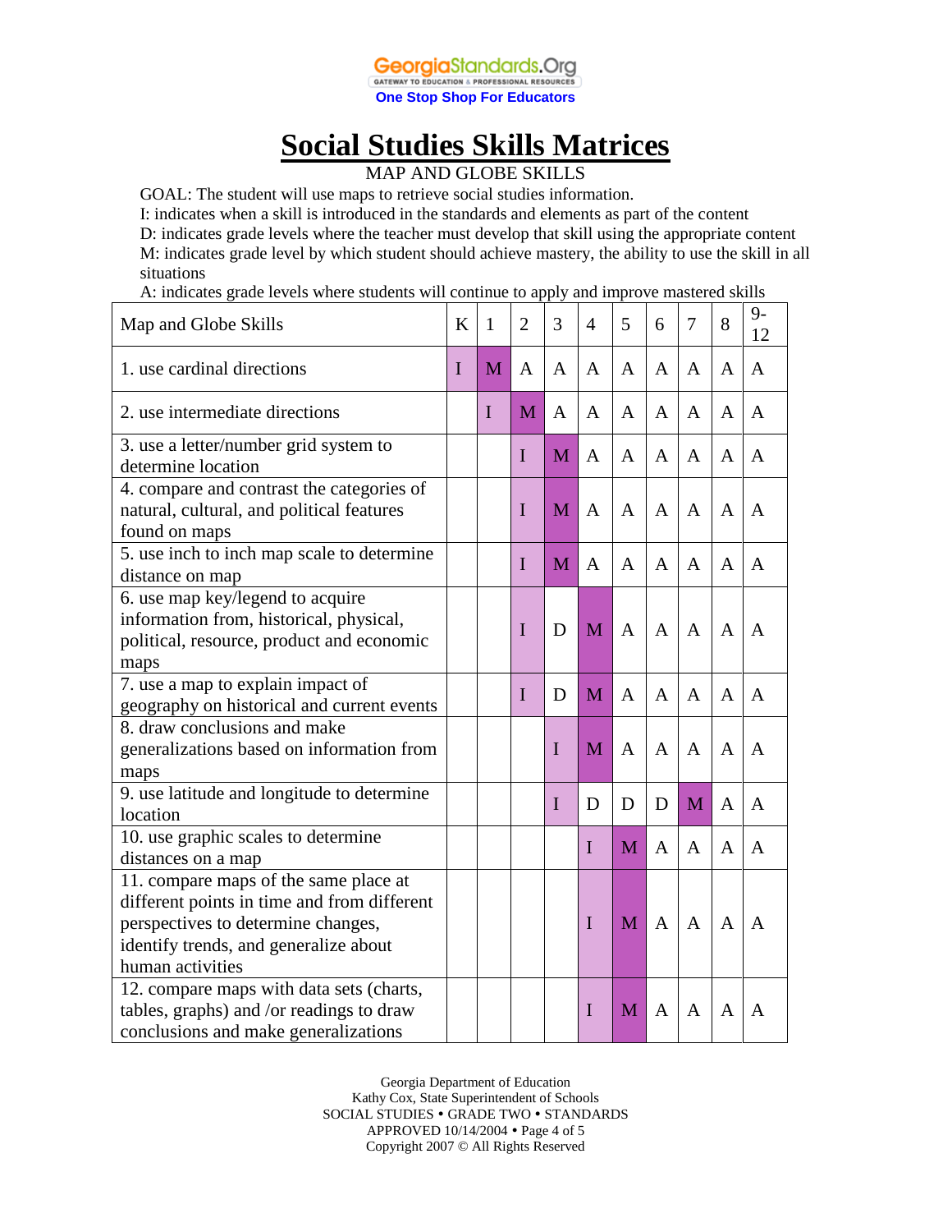# Social Studies Skills Matrices

MAP AND GLOBE SKILLS

GOAL: The student will use maps to retrieve social studies information.

I: indicates when a skill is introduced in the standards and elements as part of the content

D: indicates grade levels where the teacher must develop that skill using the appropriate content

M: indicates grade level by which student should achieve mastery, the ability to use the skill in all situations

A: indicates grade levels where students will continue to apply and improve mastered skills

| Map and Globe Skills | K | 1 | 2 | 3 | 4 | 5 | 6 | 7 | 8 | 9-12 |
|---|---|---|---|---|---|---|---|---|---|---|
| 1. use cardinal directions | I | M | A | A | A | A | A | A | A | A |
| 2. use intermediate directions | | I | M | A | A | A | A | A | A | A |
| 3. use a letter/number grid system to determine location | | | I | M | A | A | A | A | A | A |
| 4. compare and contrast the categories of natural, cultural, and political features found on maps | | | I | M | A | A | A | A | A | A |
| 5. use inch to inch map scale to determine distance on map | | | I | M | A | A | A | A | A | A |
| 6. use map key/legend to acquire information from, historical, physical, political, resource, product and economic maps | | | I | D | M | A | A | A | A | A |
| 7. use a map to explain impact of geography on historical and current events | | | I | D | M | A | A | A | A | A |
| 8. draw conclusions and make generalizations based on information from maps | | | | I | M | A | A | A | A | A |
| 9. use latitude and longitude to determine location | | | | I | D | D | D | M | A | A |
| 10. use graphic scales to determine distances on a map | | | | | I | M | A | A | A | A |
| 11. compare maps of the same place at different points in time and from different perspectives to determine changes, identify trends, and generalize about human activities | | | | | I | M | A | A | A | A |
| 12. compare maps with data sets (charts, tables, graphs) and /or readings to draw conclusions and make generalizations | | | | | I | M | A | A | A | A |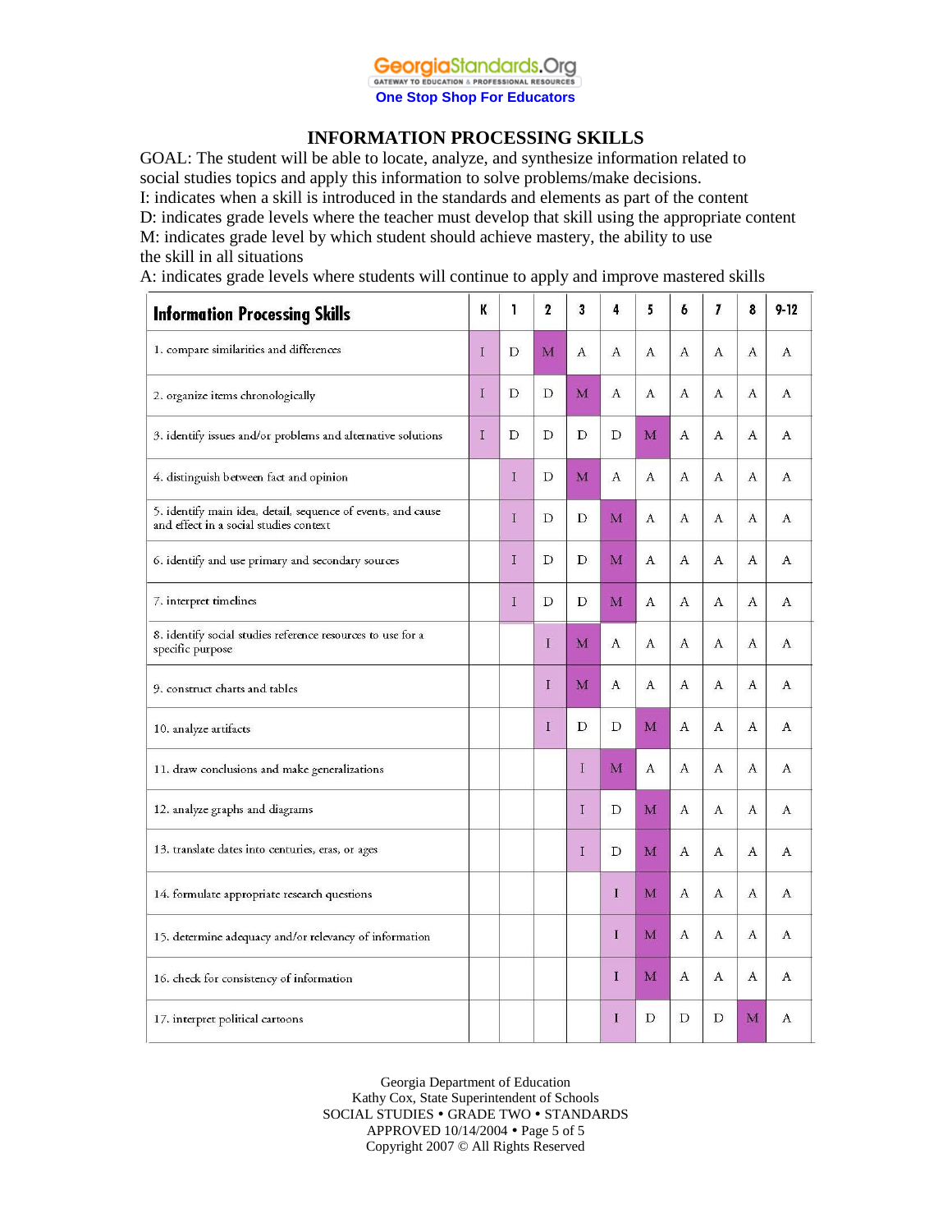# INFORMATION PROCESSING SKILLS

GOAL: The student will be able to locate, analyze, and synthesize information related to social studies topics and apply this information to solve problems/make decisions.
I: indicates when a skill is introduced in the standards and elements as part of the content
D: indicates grade levels where the teacher must develop that skill using the appropriate content
M: indicates grade level by which student should achieve mastery, the ability to use the skill in all situations
A: indicates grade levels where students will continue to apply and improve mastered skills

| Information Processing Skills | K | 1 | 2 | 3 | 4 | 5 | 6 | 7 | 8 | 9-12 |
|---|---|---|---|---|---|---|---|---|---|---|
| 1. compare similarities and differences | I | D | M | A | A | A | A | A | A | A |
| 2. organize items chronologically | I | D | D | M | A | A | A | A | A | A |
| 3. identify issues and/or problems and alternative solutions | I | D | D | D | D | M | A | A | A | A |
| 4. distinguish between fact and opinion | | I | D | M | A | A | A | A | A | A |
| 5. identify main idea, detail, sequence of events, and cause and effect in a social studies context | | I | D | D | M | A | A | A | A | A |
| 6. identify and use primary and secondary sources | | I | D | D | M | A | A | A | A | A |
| 7. interpret timelines | | I | D | D | M | A | A | A | A | A |
| 8. identify social studies reference resources to use for a specific purpose | | | I | M | A | A | A | A | A | A |
| 9. construct charts and tables | | | I | M | A | A | A | A | A | A |
| 10. analyze artifacts | | | I | D | D | M | A | A | A | A |
| 11. draw conclusions and make generalizations | | | | I | M | A | A | A | A | A |
| 12. analyze graphs and diagrams | | | | I | D | M | A | A | A | A |
| 13. translate dates into centuries, eras, or ages | | | | I | D | M | A | A | A | A |
| 14. formulate appropriate research questions | | | | | I | M | A | A | A | A |
| 15. determine adequacy and/or relevancy of information | | | | | I | M | A | A | A | A |
| 16. check for consistency of information | | | | | I | M | A | A | A | A |
| 17. interpret political cartoons | | | | | I | D | D | D | M | A |